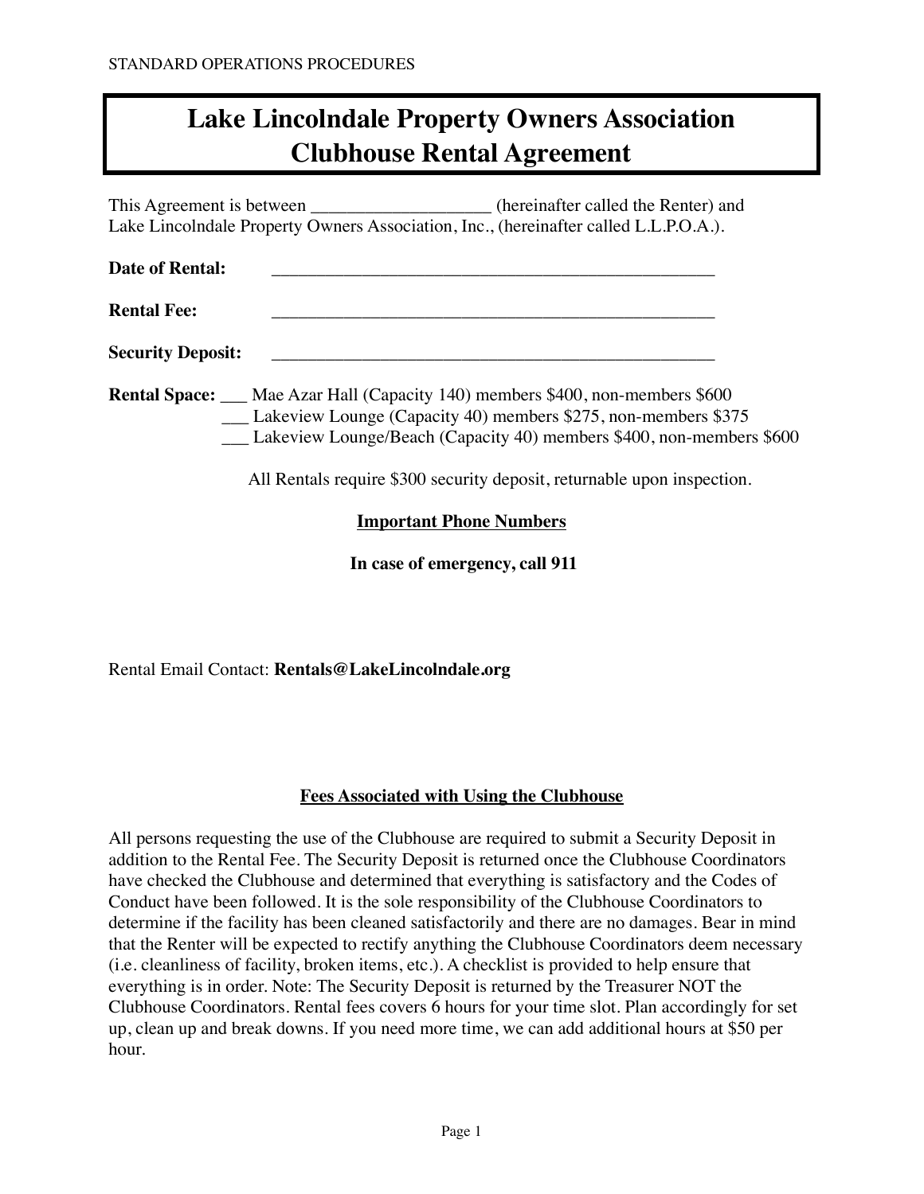STANDARD OPERATIONS PROCEDURES

# Lake Lincolndale Property Owners Association Clubhouse Rental Agreement

This Agreement is between ____________________ (hereinafter called the Renter) and Lake Lincolndale Property Owners Association, Inc., (hereinafter called L.L.P.O.A.).

**Date of Rental:** ____________________________________________________

**Rental Fee:** ____________________________________________________

**Security Deposit:** ____________________________________________________

**Rental Space:** ___ Mae Azar Hall (Capacity 140) members $400, non-members $600
___ Lakeview Lounge (Capacity 40) members $275, non-members $375
___ Lakeview Lounge/Beach (Capacity 40) members $400, non-members $600

All Rentals require $300 security deposit, returnable upon inspection.

**Important Phone Numbers**

**In case of emergency, call 911**

Rental Email Contact: **Rentals@LakeLincolndale.org**

## Fees Associated with Using the Clubhouse

All persons requesting the use of the Clubhouse are required to submit a Security Deposit in addition to the Rental Fee. The Security Deposit is returned once the Clubhouse Coordinators have checked the Clubhouse and determined that everything is satisfactory and the Codes of Conduct have been followed. It is the sole responsibility of the Clubhouse Coordinators to determine if the facility has been cleaned satisfactorily and there are no damages. Bear in mind that the Renter will be expected to rectify anything the Clubhouse Coordinators deem necessary (i.e. cleanliness of facility, broken items, etc.). A checklist is provided to help ensure that everything is in order. Note: The Security Deposit is returned by the Treasurer NOT the Clubhouse Coordinators. Rental fees covers 6 hours for your time slot. Plan accordingly for set up, clean up and break downs. If you need more time, we can add additional hours at $50 per hour.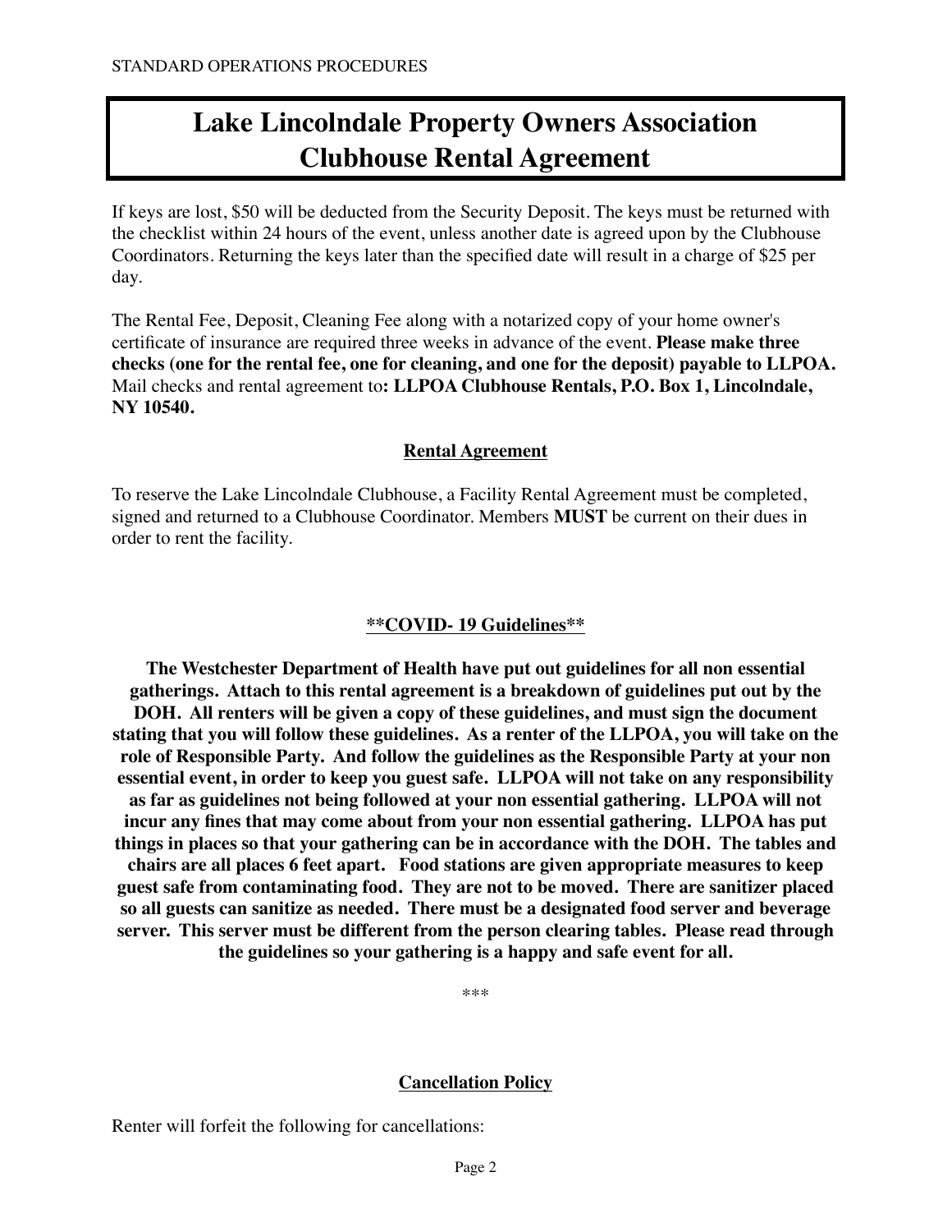# Lake Lincolndale Property Owners Association Clubhouse Rental Agreement

If keys are lost, $50 will be deducted from the Security Deposit. The keys must be returned with the checklist within 24 hours of the event, unless another date is agreed upon by the Clubhouse Coordinators. Returning the keys later than the specified date will result in a charge of $25 per day.

The Rental Fee, Deposit, Cleaning Fee along with a notarized copy of your home owner's certificate of insurance are required three weeks in advance of the event. **Please make three checks (one for the rental fee, one for cleaning, and one for the deposit) payable to LLPOA.** Mail checks and rental agreement to**: LLPOA Clubhouse Rentals, P.O. Box 1, Lincolndale, NY 10540.**

## Rental Agreement

To reserve the Lake Lincolndale Clubhouse, a Facility Rental Agreement must be completed, signed and returned to a Clubhouse Coordinator. Members **MUST** be current on their dues in order to rent the facility.

## **COVID- 19 Guidelines**

**The Westchester Department of Health have put out guidelines for all non essential gatherings. Attach to this rental agreement is a breakdown of guidelines put out by the DOH. All renters will be given a copy of these guidelines, and must sign the document stating that you will follow these guidelines. As a renter of the LLPOA, you will take on the role of Responsible Party. And follow the guidelines as the Responsible Party at your non essential event, in order to keep you guest safe. LLPOA will not take on any responsibility as far as guidelines not being followed at your non essential gathering. LLPOA will not incur any fines that may come about from your non essential gathering. LLPOA has put things in places so that your gathering can be in accordance with the DOH. The tables and chairs are all places 6 feet apart. Food stations are given appropriate measures to keep guest safe from contaminating food. They are not to be moved. There are sanitizer placed so all guests can sanitize as needed. There must be a designated food server and beverage server. This server must be different from the person clearing tables. Please read through the guidelines so your gathering is a happy and safe event for all.**

***

## Cancellation Policy

Renter will forfeit the following for cancellations: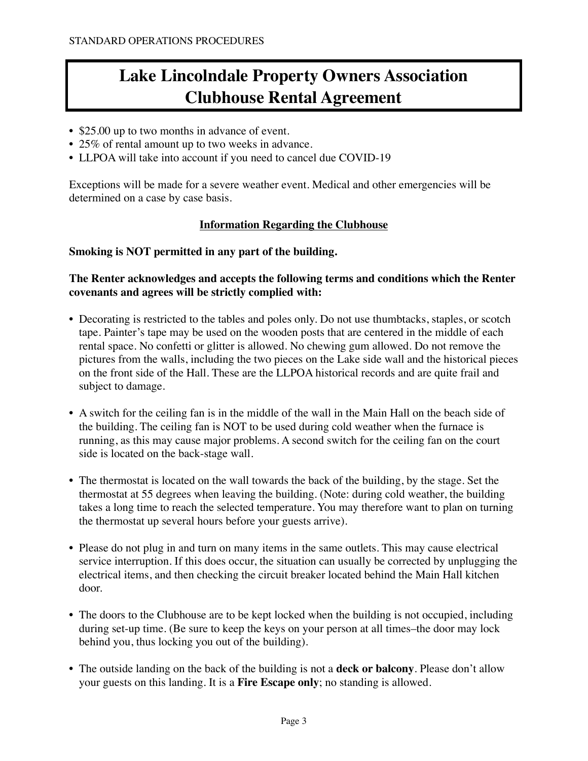# Lake Lincolndale Property Owners Association Clubhouse Rental Agreement

- $25.00 up to two months in advance of event.
- 25% of rental amount up to two weeks in advance.
- LLPOA will take into account if you need to cancel due COVID-19

Exceptions will be made for a severe weather event. Medical and other emergencies will be determined on a case by case basis.

## <u>Information Regarding the Clubhouse</u>

**Smoking is NOT permitted in any part of the building.**

**The Renter acknowledges and accepts the following terms and conditions which the Renter covenants and agrees will be strictly complied with:**

- Decorating is restricted to the tables and poles only. Do not use thumbtacks, staples, or scotch tape. Painter's tape may be used on the wooden posts that are centered in the middle of each rental space. No confetti or glitter is allowed. No chewing gum allowed. Do not remove the pictures from the walls, including the two pieces on the Lake side wall and the historical pieces on the front side of the Hall. These are the LLPOA historical records and are quite frail and subject to damage.

- A switch for the ceiling fan is in the middle of the wall in the Main Hall on the beach side of the building. The ceiling fan is NOT to be used during cold weather when the furnace is running, as this may cause major problems. A second switch for the ceiling fan on the court side is located on the back-stage wall.

- The thermostat is located on the wall towards the back of the building, by the stage. Set the thermostat at 55 degrees when leaving the building. (Note: during cold weather, the building takes a long time to reach the selected temperature. You may therefore want to plan on turning the thermostat up several hours before your guests arrive).

- Please do not plug in and turn on many items in the same outlets. This may cause electrical service interruption. If this does occur, the situation can usually be corrected by unplugging the electrical items, and then checking the circuit breaker located behind the Main Hall kitchen door.

- The doors to the Clubhouse are to be kept locked when the building is not occupied, including during set-up time. (Be sure to keep the keys on your person at all times–the door may lock behind you, thus locking you out of the building).

- The outside landing on the back of the building is not a **deck or balcony**. Please don't allow your guests on this landing. It is a **Fire Escape only**; no standing is allowed.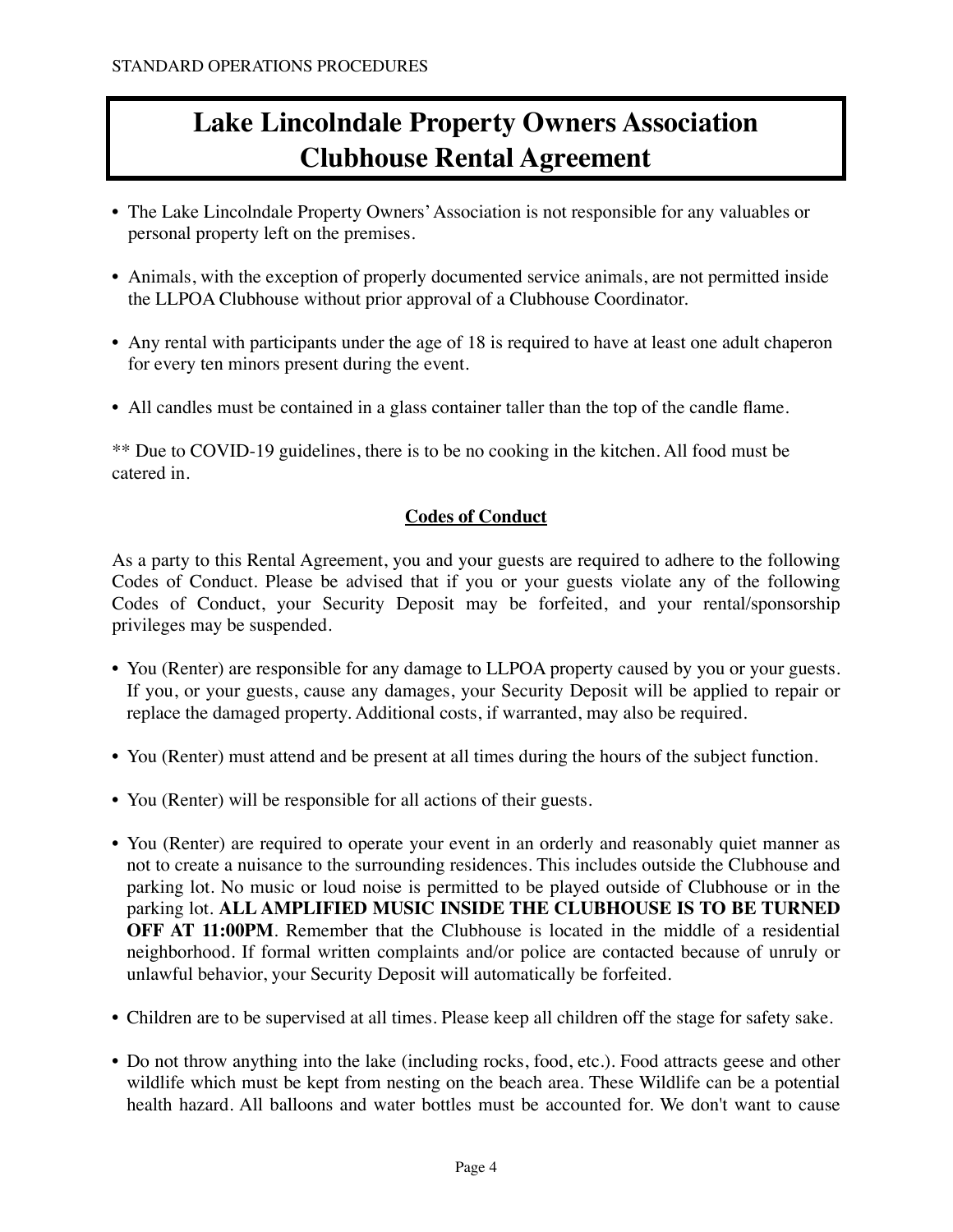# Lake Lincolndale Property Owners Association Clubhouse Rental Agreement

- The Lake Lincolndale Property Owners' Association is not responsible for any valuables or personal property left on the premises.
- Animals, with the exception of properly documented service animals, are not permitted inside the LLPOA Clubhouse without prior approval of a Clubhouse Coordinator.
- Any rental with participants under the age of 18 is required to have at least one adult chaperon for every ten minors present during the event.
- All candles must be contained in a glass container taller than the top of the candle flame.

** Due to COVID-19 guidelines, there is to be no cooking in the kitchen. All food must be catered in.

## Codes of Conduct

As a party to this Rental Agreement, you and your guests are required to adhere to the following Codes of Conduct. Please be advised that if you or your guests violate any of the following Codes of Conduct, your Security Deposit may be forfeited, and your rental/sponsorship privileges may be suspended.

- You (Renter) are responsible for any damage to LLPOA property caused by you or your guests. If you, or your guests, cause any damages, your Security Deposit will be applied to repair or replace the damaged property. Additional costs, if warranted, may also be required.
- You (Renter) must attend and be present at all times during the hours of the subject function.
- You (Renter) will be responsible for all actions of their guests.
- You (Renter) are required to operate your event in an orderly and reasonably quiet manner as not to create a nuisance to the surrounding residences. This includes outside the Clubhouse and parking lot. No music or loud noise is permitted to be played outside of Clubhouse or in the parking lot. **ALL AMPLIFIED MUSIC INSIDE THE CLUBHOUSE IS TO BE TURNED OFF AT 11:00PM**. Remember that the Clubhouse is located in the middle of a residential neighborhood. If formal written complaints and/or police are contacted because of unruly or unlawful behavior, your Security Deposit will automatically be forfeited.
- Children are to be supervised at all times. Please keep all children off the stage for safety sake.
- Do not throw anything into the lake (including rocks, food, etc.). Food attracts geese and other wildlife which must be kept from nesting on the beach area. These Wildlife can be a potential health hazard. All balloons and water bottles must be accounted for. We don't want to cause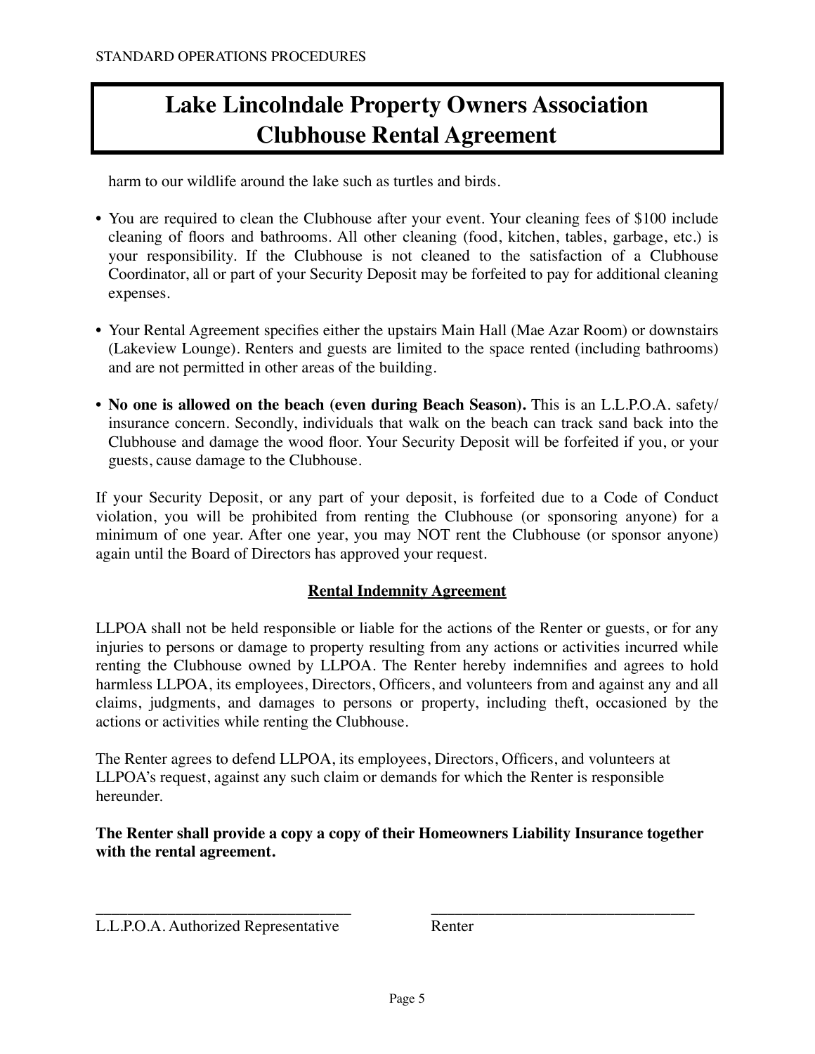harm to our wildlife around the lake such as turtles and birds.

- You are required to clean the Clubhouse after your event. Your cleaning fees of $100 include cleaning of floors and bathrooms. All other cleaning (food, kitchen, tables, garbage, etc.) is your responsibility. If the Clubhouse is not cleaned to the satisfaction of a Clubhouse Coordinator, all or part of your Security Deposit may be forfeited to pay for additional cleaning expenses.

- Your Rental Agreement specifies either the upstairs Main Hall (Mae Azar Room) or downstairs (Lakeview Lounge). Renters and guests are limited to the space rented (including bathrooms) and are not permitted in other areas of the building.

- **No one is allowed on the beach (even during Beach Season).** This is an L.L.P.O.A. safety/insurance concern. Secondly, individuals that walk on the beach can track sand back into the Clubhouse and damage the wood floor. Your Security Deposit will be forfeited if you, or your guests, cause damage to the Clubhouse.

If your Security Deposit, or any part of your deposit, is forfeited due to a Code of Conduct violation, you will be prohibited from renting the Clubhouse (or sponsoring anyone) for a minimum of one year. After one year, you may NOT rent the Clubhouse (or sponsor anyone) again until the Board of Directors has approved your request.

## Rental Indemnity Agreement

LLPOA shall not be held responsible or liable for the actions of the Renter or guests, or for any injuries to persons or damage to property resulting from any actions or activities incurred while renting the Clubhouse owned by LLPOA. The Renter hereby indemnifies and agrees to hold harmless LLPOA, its employees, Directors, Officers, and volunteers from and against any and all claims, judgments, and damages to persons or property, including theft, occasioned by the actions or activities while renting the Clubhouse.

The Renter agrees to defend LLPOA, its employees, Directors, Officers, and volunteers at LLPOA's request, against any such claim or demands for which the Renter is responsible hereunder.

**The Renter shall provide a copy a copy of their Homeowners Liability Insurance together with the rental agreement.**

\_\_\_\_\_\_\_\_\_\_\_\_\_\_\_\_\_\_\_\_\_\_\_\_\_\_\_\_\_\_\_\_\_\_ L.L.P.O.A. Authorized Representative

\_\_\_\_\_\_\_\_\_\_\_\_\_\_\_\_\_\_\_\_\_\_\_\_\_\_\_\_\_\_\_\_\_\_ Renter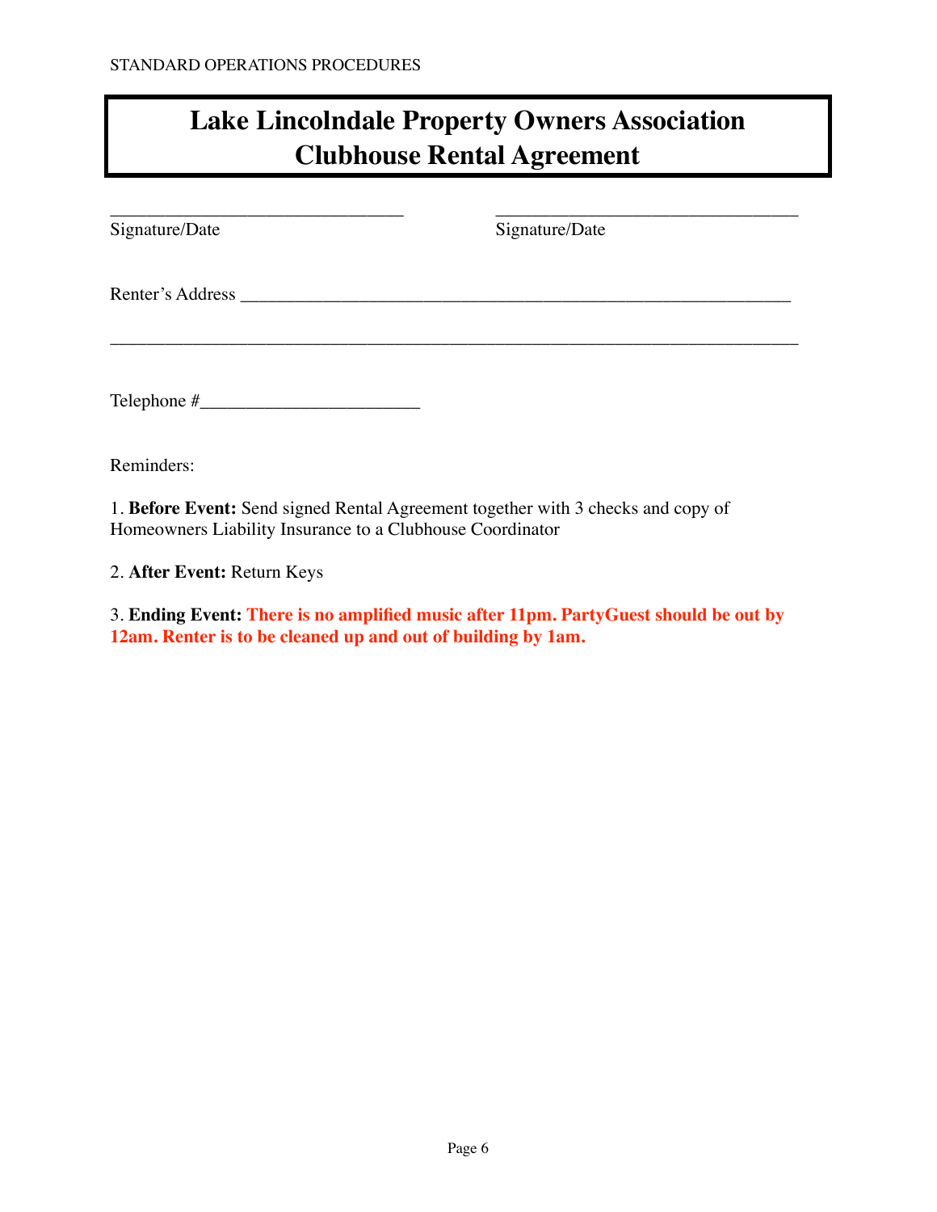# Lake Lincolndale Property Owners Association
# Clubhouse Rental Agreement

________________________________ ________________________________
Signature/Date Signature/Date

Renter's Address ____________________________________________________________

______________________________________________________________________________

Telephone #________________________

Reminders:

1. **Before Event:** Send signed Rental Agreement together with 3 checks and copy of Homeowners Liability Insurance to a Clubhouse Coordinator

2. **After Event:** Return Keys

3. **Ending Event:** **There is no amplified music after 11pm. PartyGuest should be out by 12am. Renter is to be cleaned up and out of building by 1am.**